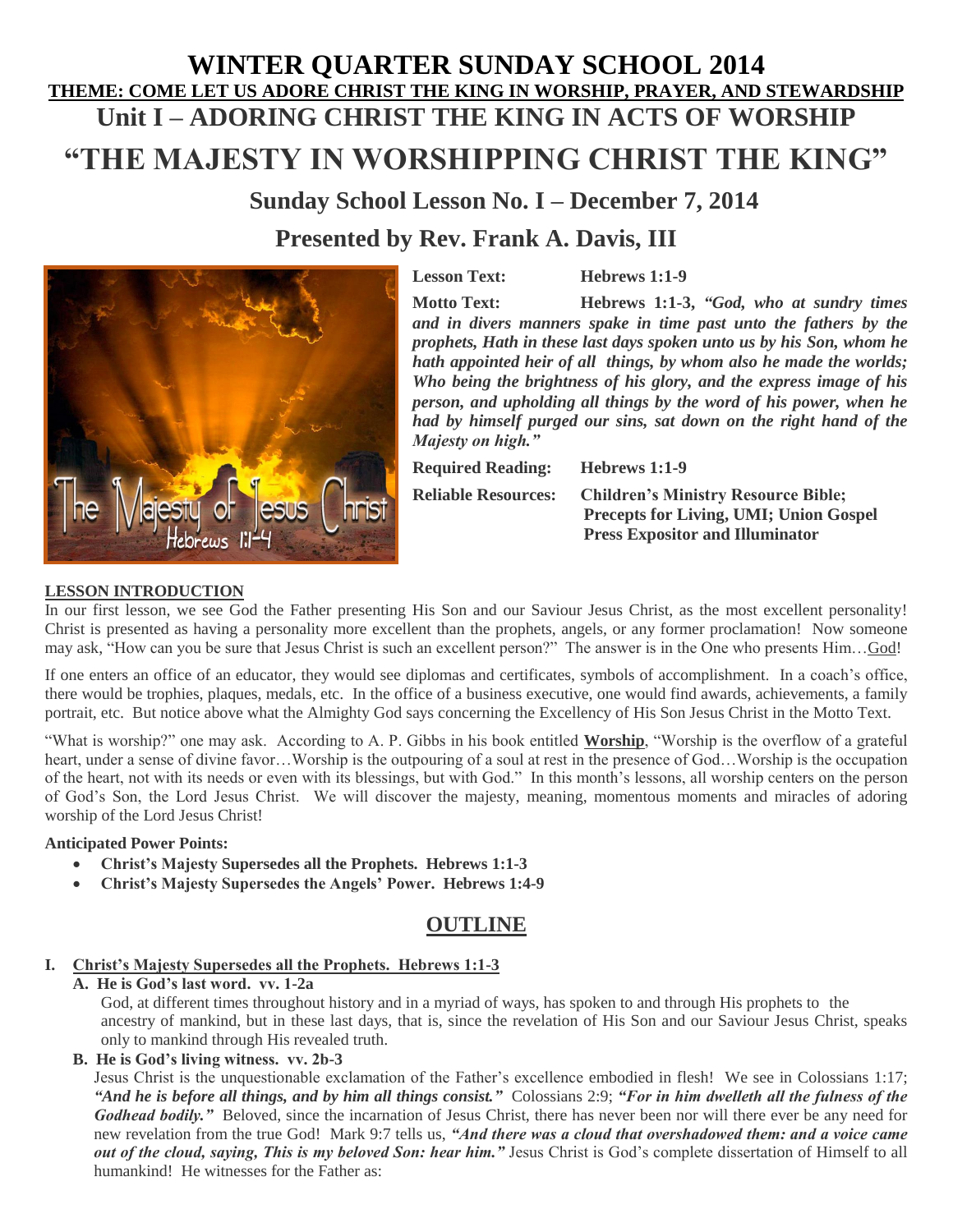# WINTER QUARTER SUNDAY SCHOOL 2014

**THEME: COME LET US ADORE CHRIST THE KING IN WORSHIP, PRAYER, AND STEWARDSHIP**

## Unit I – ADORING CHRIST THE KING IN ACTS OF WORSHIP

# "THE MAJESTY IN WORSHIPPING CHRIST THE KING"

### Sunday School Lesson No. I – December 7, 2014

### Presented by Rev. Frank A. Davis, III

**Lesson Text:** **Hebrews 1:1-9**

**Motto Text:** **Hebrews 1:1-3,** ***"God, who at sundry times and in divers manners spake in time past unto the fathers by the prophets, Hath in these last days spoken unto us by his Son, whom he hath appointed heir of all things, by whom also he made the worlds; Who being the brightness of his glory, and the express image of his person, and upholding all things by the word of his power, when he had by himself purged our sins, sat down on the right hand of the Majesty on high."***

**Required Reading:** **Hebrews 1:1-9**

**Reliable Resources:** **Children's Ministry Resource Bible; Precepts for Living, UMI; Union Gospel Press Expositor and Illuminator**

**LESSON INTRODUCTION**

In our first lesson, we see God the Father presenting His Son and our Saviour Jesus Christ, as the most excellent personality! Christ is presented as having a personality more excellent than the prophets, angels, or any former proclamation! Now someone may ask, "How can you be sure that Jesus Christ is such an excellent person?" The answer is in the One who presents Him…God!

If one enters an office of an educator, they would see diplomas and certificates, symbols of accomplishment. In a coach's office, there would be trophies, plaques, medals, etc. In the office of a business executive, one would find awards, achievements, a family portrait, etc. But notice above what the Almighty God says concerning the Excellency of His Son Jesus Christ in the Motto Text.

"What is worship?" one may ask. According to A. P. Gibbs in his book entitled **Worship**, "Worship is the overflow of a grateful heart, under a sense of divine favor…Worship is the outpouring of a soul at rest in the presence of God…Worship is the occupation of the heart, not with its needs or even with its blessings, but with God." In this month's lessons, all worship centers on the person of God's Son, the Lord Jesus Christ. We will discover the majesty, meaning, momentous moments and miracles of adoring worship of the Lord Jesus Christ!

**Anticipated Power Points:**

- **Christ's Majesty Supersedes all the Prophets. Hebrews 1:1-3**
- **Christ's Majesty Supersedes the Angels' Power. Hebrews 1:4-9**

## OUTLINE

**I. Christ's Majesty Supersedes all the Prophets. Hebrews 1:1-3**

**A. He is God's last word. vv. 1-2a**

God, at different times throughout history and in a myriad of ways, has spoken to and through His prophets to the ancestry of mankind, but in these last days, that is, since the revelation of His Son and our Saviour Jesus Christ, speaks only to mankind through His revealed truth.

**B. He is God's living witness. vv. 2b-3**

Jesus Christ is the unquestionable exclamation of the Father's excellence embodied in flesh! We see in Colossians 1:17; ***"And he is before all things, and by him all things consist."*** Colossians 2:9; ***"For in him dwelleth all the fulness of the Godhead bodily."*** Beloved, since the incarnation of Jesus Christ, there has never been nor will there ever be any need for new revelation from the true God! Mark 9:7 tells us, ***"And there was a cloud that overshadowed them: and a voice came out of the cloud, saying, This is my beloved Son: hear him."*** Jesus Christ is God's complete dissertation of Himself to all humankind! He witnesses for the Father as: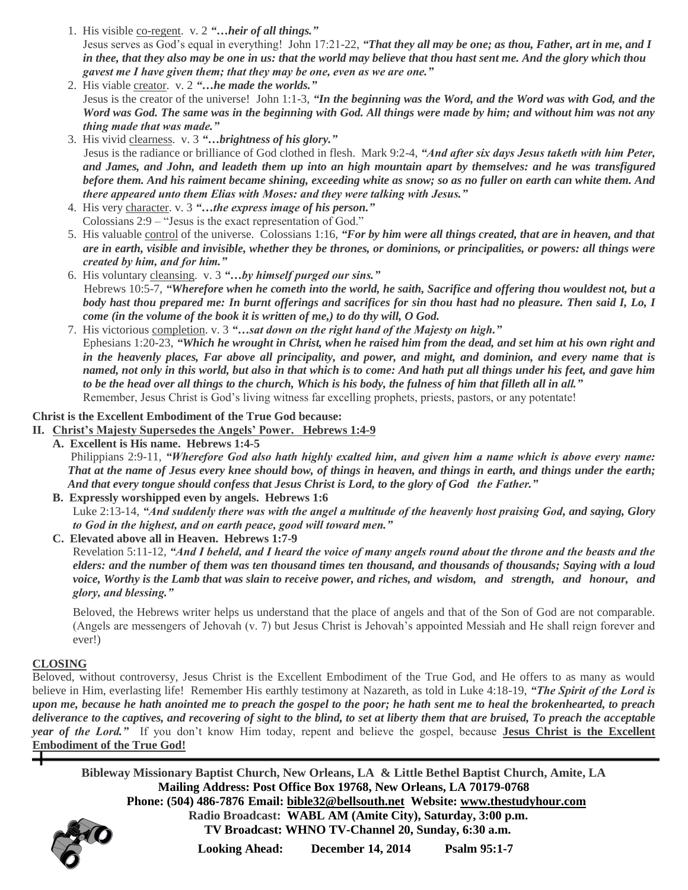1. His visible co-regent. v. 2 ***"…heir of all things."***
   Jesus serves as God's equal in everything! John 17:21-22, ***"That they all may be one; as thou, Father, art in me, and I in thee, that they also may be one in us: that the world may believe that thou hast sent me. And the glory which thou gavest me I have given them; that they may be one, even as we are one."***
2. His viable creator. v. 2 ***"…he made the worlds."***
   Jesus is the creator of the universe! John 1:1-3, ***"In the beginning was the Word, and the Word was with God, and the Word was God. The same was in the beginning with God. All things were made by him; and without him was not any thing made that was made."***
3. His vivid clearness. v. 3 ***"…brightness of his glory."***
   Jesus is the radiance or brilliance of God clothed in flesh. Mark 9:2-4, ***"And after six days Jesus taketh with him Peter, and James, and John, and leadeth them up into an high mountain apart by themselves: and he was transfigured before them. And his raiment became shining, exceeding white as snow; so as no fuller on earth can white them. And there appeared unto them Elias with Moses: and they were talking with Jesus."***
4. His very character. v. 3 ***"…the express image of his person."***
   Colossians 2:9 – "Jesus is the exact representation of God."
5. His valuable control of the universe. Colossians 1:16, ***"For by him were all things created, that are in heaven, and that are in earth, visible and invisible, whether they be thrones, or dominions, or principalities, or powers: all things were created by him, and for him."***
6. His voluntary cleansing. v. 3 ***"…by himself purged our sins."***
   Hebrews 10:5-7, ***"Wherefore when he cometh into the world, he saith, Sacrifice and offering thou wouldest not, but a body hast thou prepared me: In burnt offerings and sacrifices for sin thou hast had no pleasure. Then said I, Lo, I come (in the volume of the book it is written of me,) to do thy will, O God.***
7. His victorious completion. v. 3 ***"…sat down on the right hand of the Majesty on high."***
   Ephesians 1:20-23, ***"Which he wrought in Christ, when he raised him from the dead, and set him at his own right and in the heavenly places, Far above all principality, and power, and might, and dominion, and every name that is named, not only in this world, but also in that which is to come: And hath put all things under his feet, and gave him to be the head over all things to the church, Which is his body, the fulness of him that filleth all in all."***
   Remember, Jesus Christ is God's living witness far excelling prophets, priests, pastors, or any potentate!

**Christ is the Excellent Embodiment of the True God because:**

**II. Christ's Majesty Supersedes the Angels' Power. Hebrews 1:4-9**

**A. Excellent is His name. Hebrews 1:4-5**

Philippians 2:9-11, ***"Wherefore God also hath highly exalted him, and given him a name which is above every name: That at the name of Jesus every knee should bow, of things in heaven, and things in earth, and things under the earth; And that every tongue should confess that Jesus Christ is Lord, to the glory of God the Father."***

**B. Expressly worshipped even by angels. Hebrews 1:6**

Luke 2:13-14, ***"And suddenly there was with the angel a multitude of the heavenly host praising God, and saying, Glory to God in the highest, and on earth peace, good will toward men."***

**C. Elevated above all in Heaven. Hebrews 1:7-9**

Revelation 5:11-12, ***"And I beheld, and I heard the voice of many angels round about the throne and the beasts and the elders: and the number of them was ten thousand times ten thousand, and thousands of thousands; Saying with a loud voice, Worthy is the Lamb that was slain to receive power, and riches, and wisdom, and strength, and honour, and glory, and blessing."***

Beloved, the Hebrews writer helps us understand that the place of angels and that of the Son of God are not comparable. (Angels are messengers of Jehovah (v. 7) but Jesus Christ is Jehovah's appointed Messiah and He shall reign forever and ever!)

## CLOSING

Beloved, without controversy, Jesus Christ is the Excellent Embodiment of the True God, and He offers to as many as would believe in Him, everlasting life! Remember His earthly testimony at Nazareth, as told in Luke 4:18-19, ***"The Spirit of the Lord is upon me, because he hath anointed me to preach the gospel to the poor; he hath sent me to heal the brokenhearted, to preach deliverance to the captives, and recovering of sight to the blind, to set at liberty them that are bruised, To preach the acceptable year of the Lord."*** If you don't know Him today, repent and believe the gospel, because **Jesus Christ is the Excellent Embodiment of the True God!**

---

**Bibleway Missionary Baptist Church, New Orleans, LA & Little Bethel Baptist Church, Amite, LA**
**Mailing Address: Post Office Box 19768, New Orleans, LA 70179-0768**
**Phone: (504) 486-7876 Email: bible32@bellsouth.net Website: www.thestudyhour.com**
**Radio Broadcast: WABL AM (Amite City), Saturday, 3:00 p.m.**
**TV Broadcast: WHNO TV-Channel 20, Sunday, 6:30 a.m.**

**Looking Ahead: December 14, 2014 Psalm 95:1-7**